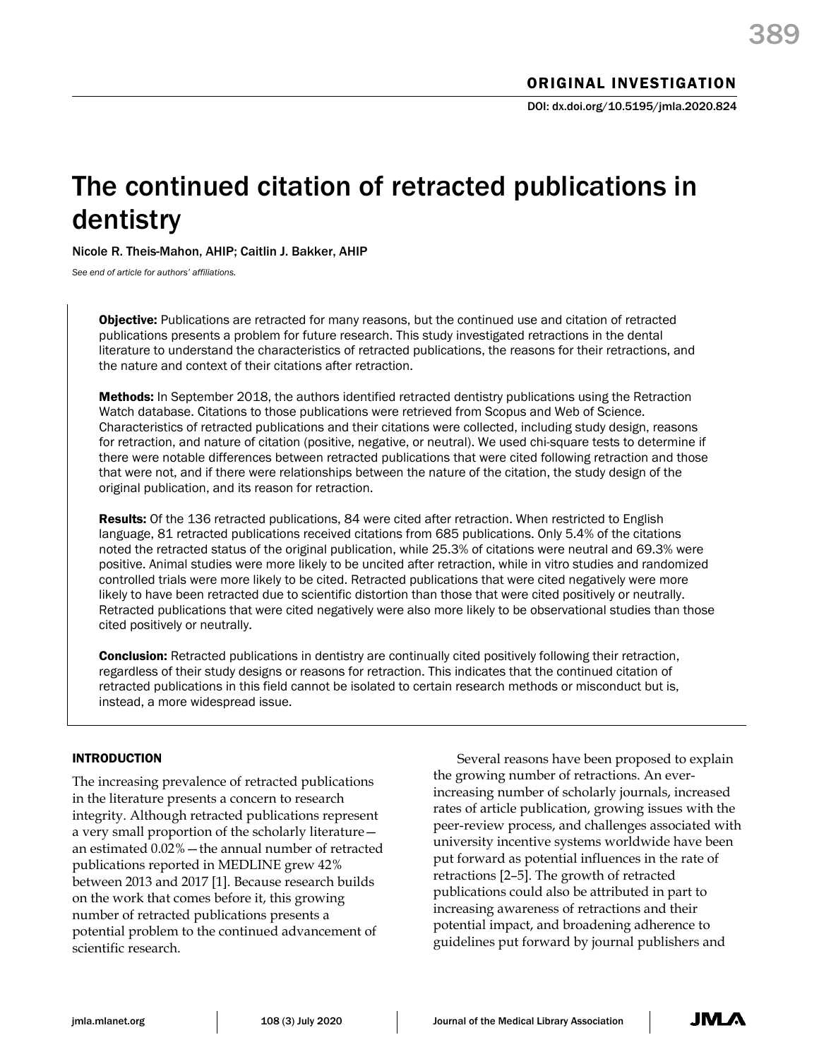ORIGINAL INVESTIGATION

DOI: dx.doi.org/10.5195/jmla.2020.824

# The continued citation of retracted publications in dentistry

Nicole R. Theis-Mahon, AHIP; Caitlin J. Bakker, AHIP

*See end of article for authors' affiliations.*

**Objective:** Publications are retracted for many reasons, but the continued use and citation of retracted publications presents a problem for future research. This study investigated retractions in the dental literature to understand the characteristics of retracted publications, the reasons for their retractions, and the nature and context of their citations after retraction.

**Methods:** In September 2018, the authors identified retracted dentistry publications using the Retraction Watch database. Citations to those publications were retrieved from Scopus and Web of Science. Characteristics of retracted publications and their citations were collected, including study design, reasons for retraction, and nature of citation (positive, negative, or neutral). We used chi-square tests to determine if there were notable differences between retracted publications that were cited following retraction and those that were not, and if there were relationships between the nature of the citation, the study design of the original publication, and its reason for retraction.

**Results:** Of the 136 retracted publications, 84 were cited after retraction. When restricted to English language, 81 retracted publications received citations from 685 publications. Only 5.4% of the citations noted the retracted status of the original publication, while 25.3% of citations were neutral and 69.3% were positive. Animal studies were more likely to be uncited after retraction, while in vitro studies and randomized controlled trials were more likely to be cited. Retracted publications that were cited negatively were more likely to have been retracted due to scientific distortion than those that were cited positively or neutrally. Retracted publications that were cited negatively were also more likely to be observational studies than those cited positively or neutrally.

**Conclusion:** Retracted publications in dentistry are continually cited positively following their retraction, regardless of their study designs or reasons for retraction. This indicates that the continued citation of retracted publications in this field cannot be isolated to certain research methods or misconduct but is, instead, a more widespread issue.

## INTRODUCTION

The increasing prevalence of retracted publications in the literature presents a concern to research integrity. Although retracted publications represent a very small proportion of the scholarly literature—an estimated 0.02%—the annual number of retracted publications reported in MEDLINE grew 42% between 2013 and 2017 [1]. Because research builds on the work that comes before it, this growing number of retracted publications presents a potential problem to the continued advancement of scientific research.

Several reasons have been proposed to explain the growing number of retractions. An ever-increasing number of scholarly journals, increased rates of article publication, growing issues with the peer-review process, and challenges associated with university incentive systems worldwide have been put forward as potential influences in the rate of retractions [2–5]. The growth of retracted publications could also be attributed in part to increasing awareness of retractions and their potential impact, and broadening adherence to guidelines put forward by journal publishers and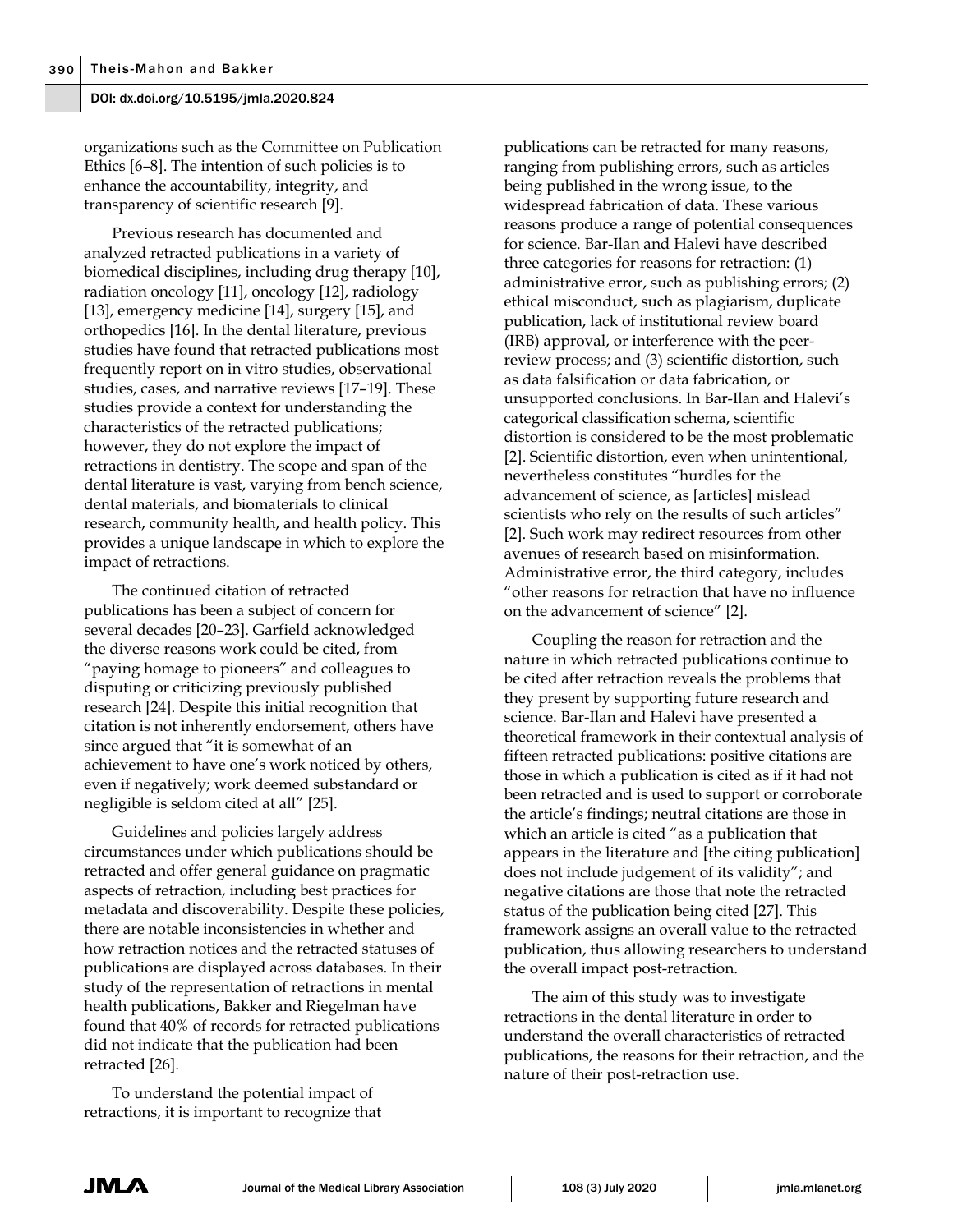organizations such as the Committee on Publication Ethics [6–8]. The intention of such policies is to enhance the accountability, integrity, and transparency of scientific research [9].

Previous research has documented and analyzed retracted publications in a variety of biomedical disciplines, including drug therapy [10], radiation oncology [11], oncology [12], radiology [13], emergency medicine [14], surgery [15], and orthopedics [16]. In the dental literature, previous studies have found that retracted publications most frequently report on in vitro studies, observational studies, cases, and narrative reviews [17–19]. These studies provide a context for understanding the characteristics of the retracted publications; however, they do not explore the impact of retractions in dentistry. The scope and span of the dental literature is vast, varying from bench science, dental materials, and biomaterials to clinical research, community health, and health policy. This provides a unique landscape in which to explore the impact of retractions.

The continued citation of retracted publications has been a subject of concern for several decades [20–23]. Garfield acknowledged the diverse reasons work could be cited, from "paying homage to pioneers" and colleagues to disputing or criticizing previously published research [24]. Despite this initial recognition that citation is not inherently endorsement, others have since argued that "it is somewhat of an achievement to have one's work noticed by others, even if negatively; work deemed substandard or negligible is seldom cited at all" [25].

Guidelines and policies largely address circumstances under which publications should be retracted and offer general guidance on pragmatic aspects of retraction, including best practices for metadata and discoverability. Despite these policies, there are notable inconsistencies in whether and how retraction notices and the retracted statuses of publications are displayed across databases. In their study of the representation of retractions in mental health publications, Bakker and Riegelman have found that 40% of records for retracted publications did not indicate that the publication had been retracted [26].

To understand the potential impact of retractions, it is important to recognize that publications can be retracted for many reasons, ranging from publishing errors, such as articles being published in the wrong issue, to the widespread fabrication of data. These various reasons produce a range of potential consequences for science. Bar-Ilan and Halevi have described three categories for reasons for retraction: (1) administrative error, such as publishing errors; (2) ethical misconduct, such as plagiarism, duplicate publication, lack of institutional review board (IRB) approval, or interference with the peer-review process; and (3) scientific distortion, such as data falsification or data fabrication, or unsupported conclusions. In Bar-Ilan and Halevi's categorical classification schema, scientific distortion is considered to be the most problematic [2]. Scientific distortion, even when unintentional, nevertheless constitutes "hurdles for the advancement of science, as [articles] mislead scientists who rely on the results of such articles" [2]. Such work may redirect resources from other avenues of research based on misinformation. Administrative error, the third category, includes "other reasons for retraction that have no influence on the advancement of science" [2].

Coupling the reason for retraction and the nature in which retracted publications continue to be cited after retraction reveals the problems that they present by supporting future research and science. Bar-Ilan and Halevi have presented a theoretical framework in their contextual analysis of fifteen retracted publications: positive citations are those in which a publication is cited as if it had not been retracted and is used to support or corroborate the article's findings; neutral citations are those in which an article is cited "as a publication that appears in the literature and [the citing publication] does not include judgement of its validity"; and negative citations are those that note the retracted status of the publication being cited [27]. This framework assigns an overall value to the retracted publication, thus allowing researchers to understand the overall impact post-retraction.

The aim of this study was to investigate retractions in the dental literature in order to understand the overall characteristics of retracted publications, the reasons for their retraction, and the nature of their post-retraction use.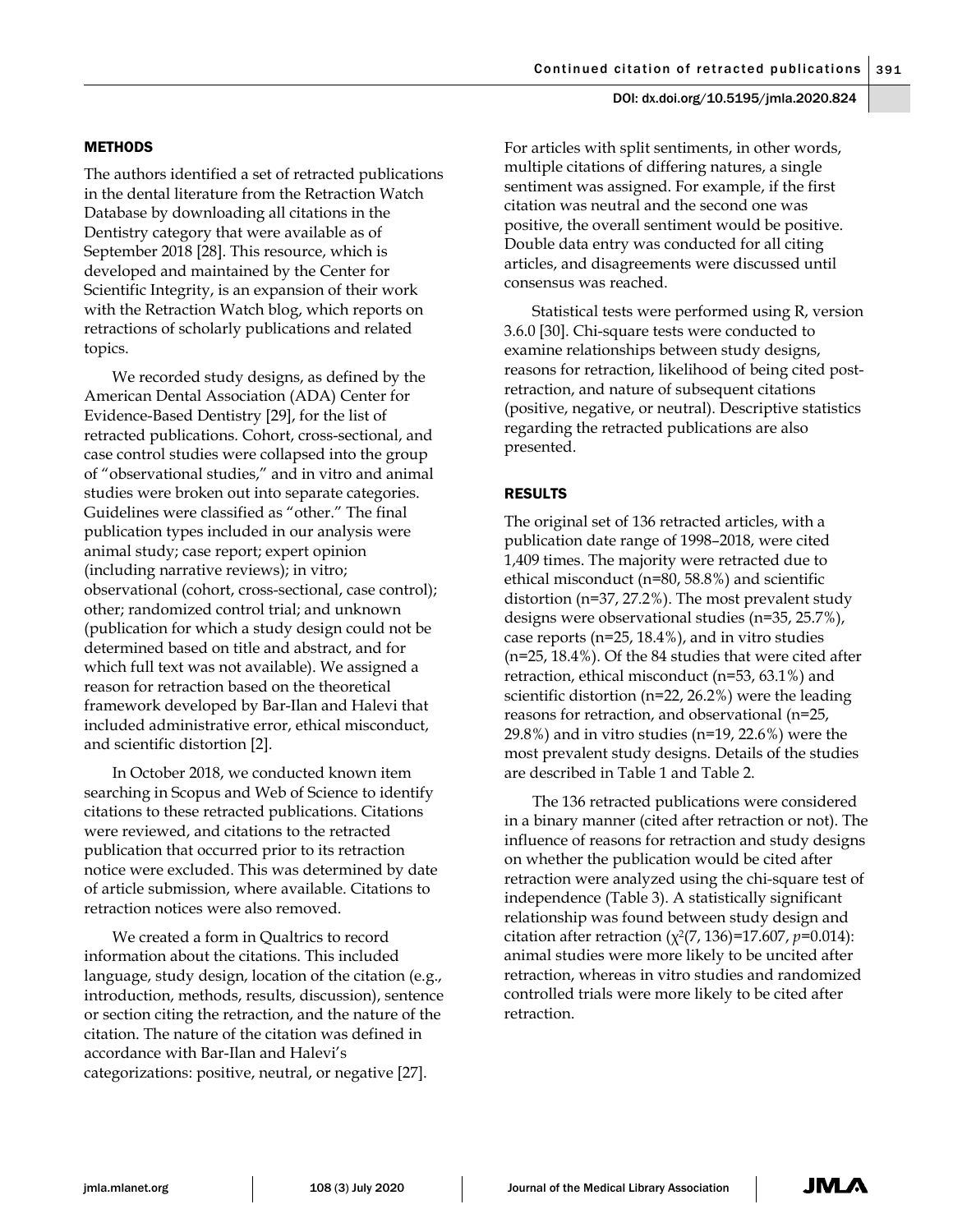## METHODS

The authors identified a set of retracted publications in the dental literature from the Retraction Watch Database by downloading all citations in the Dentistry category that were available as of September 2018 [28]. This resource, which is developed and maintained by the Center for Scientific Integrity, is an expansion of their work with the Retraction Watch blog, which reports on retractions of scholarly publications and related topics.

We recorded study designs, as defined by the American Dental Association (ADA) Center for Evidence-Based Dentistry [29], for the list of retracted publications. Cohort, cross-sectional, and case control studies were collapsed into the group of "observational studies," and in vitro and animal studies were broken out into separate categories. Guidelines were classified as "other." The final publication types included in our analysis were animal study; case report; expert opinion (including narrative reviews); in vitro; observational (cohort, cross-sectional, case control); other; randomized control trial; and unknown (publication for which a study design could not be determined based on title and abstract, and for which full text was not available). We assigned a reason for retraction based on the theoretical framework developed by Bar-Ilan and Halevi that included administrative error, ethical misconduct, and scientific distortion [2].

In October 2018, we conducted known item searching in Scopus and Web of Science to identify citations to these retracted publications. Citations were reviewed, and citations to the retracted publication that occurred prior to its retraction notice were excluded. This was determined by date of article submission, where available. Citations to retraction notices were also removed.

We created a form in Qualtrics to record information about the citations. This included language, study design, location of the citation (e.g., introduction, methods, results, discussion), sentence or section citing the retraction, and the nature of the citation. The nature of the citation was defined in accordance with Bar-Ilan and Halevi's categorizations: positive, neutral, or negative [27].

For articles with split sentiments, in other words, multiple citations of differing natures, a single sentiment was assigned. For example, if the first citation was neutral and the second one was positive, the overall sentiment would be positive. Double data entry was conducted for all citing articles, and disagreements were discussed until consensus was reached.

Statistical tests were performed using R, version 3.6.0 [30]. Chi-square tests were conducted to examine relationships between study designs, reasons for retraction, likelihood of being cited post-retraction, and nature of subsequent citations (positive, negative, or neutral). Descriptive statistics regarding the retracted publications are also presented.

## RESULTS

The original set of 136 retracted articles, with a publication date range of 1998–2018, were cited 1,409 times. The majority were retracted due to ethical misconduct (n=80, 58.8%) and scientific distortion (n=37, 27.2%). The most prevalent study designs were observational studies (n=35, 25.7%), case reports (n=25, 18.4%), and in vitro studies (n=25, 18.4%). Of the 84 studies that were cited after retraction, ethical misconduct (n=53, 63.1%) and scientific distortion (n=22, 26.2%) were the leading reasons for retraction, and observational (n=25, 29.8%) and in vitro studies (n=19, 22.6%) were the most prevalent study designs. Details of the studies are described in Table 1 and Table 2.

The 136 retracted publications were considered in a binary manner (cited after retraction or not). The influence of reasons for retraction and study designs on whether the publication would be cited after retraction were analyzed using the chi-square test of independence (Table 3). A statistically significant relationship was found between study design and citation after retraction ($\chi^2(7, 136)=17.607$, $p=0.014$): animal studies were more likely to be uncited after retraction, whereas in vitro studies and randomized controlled trials were more likely to be cited after retraction.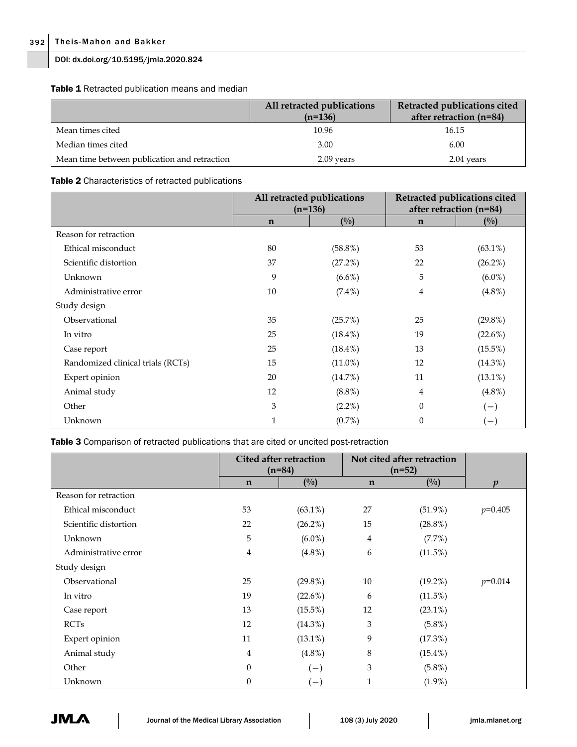**Table 1** Retracted publication means and median

| | All retracted publications (n=136) | Retracted publications cited after retraction (n=84) |
|---|---|---|
| Mean times cited | 10.96 | 16.15 |
| Median times cited | 3.00 | 6.00 |
| Mean time between publication and retraction | 2.09 years | 2.04 years |

**Table 2** Characteristics of retracted publications

| | All retracted publications (n=136) | | Retracted publications cited after retraction (n=84) | |
|---|---|---|---|---|
| | n | (%) | n | (%) |
| Reason for retraction | | | | |
| Ethical misconduct | 80 | (58.8%) | 53 | (63.1%) |
| Scientific distortion | 37 | (27.2%) | 22 | (26.2%) |
| Unknown | 9 | (6.6%) | 5 | (6.0%) |
| Administrative error | 10 | (7.4%) | 4 | (4.8%) |
| Study design | | | | |
| Observational | 35 | (25.7%) | 25 | (29.8%) |
| In vitro | 25 | (18.4%) | 19 | (22.6%) |
| Case report | 25 | (18.4%) | 13 | (15.5%) |
| Randomized clinical trials (RCTs) | 15 | (11.0%) | 12 | (14.3%) |
| Expert opinion | 20 | (14.7%) | 11 | (13.1%) |
| Animal study | 12 | (8.8%) | 4 | (4.8%) |
| Other | 3 | (2.2%) | 0 | (−) |
| Unknown | 1 | (0.7%) | 0 | (−) |

**Table 3** Comparison of retracted publications that are cited or uncited post-retraction

| | Cited after retraction (n=84) | | Not cited after retraction (n=52) | | |
|---|---|---|---|---|---|
| | n | (%) | n | (%) | *p* |
| Reason for retraction | | | | | |
| Ethical misconduct | 53 | (63.1%) | 27 | (51.9%) | $p$=0.405 |
| Scientific distortion | 22 | (26.2%) | 15 | (28.8%) | |
| Unknown | 5 | (6.0%) | 4 | (7.7%) | |
| Administrative error | 4 | (4.8%) | 6 | (11.5%) | |
| Study design | | | | | |
| Observational | 25 | (29.8%) | 10 | (19.2%) | $p$=0.014 |
| In vitro | 19 | (22.6%) | 6 | (11.5%) | |
| Case report | 13 | (15.5%) | 12 | (23.1%) | |
| RCTs | 12 | (14.3%) | 3 | (5.8%) | |
| Expert opinion | 11 | (13.1%) | 9 | (17.3%) | |
| Animal study | 4 | (4.8%) | 8 | (15.4%) | |
| Other | 0 | (−) | 3 | (5.8%) | |
| Unknown | 0 | (−) | 1 | (1.9%) | |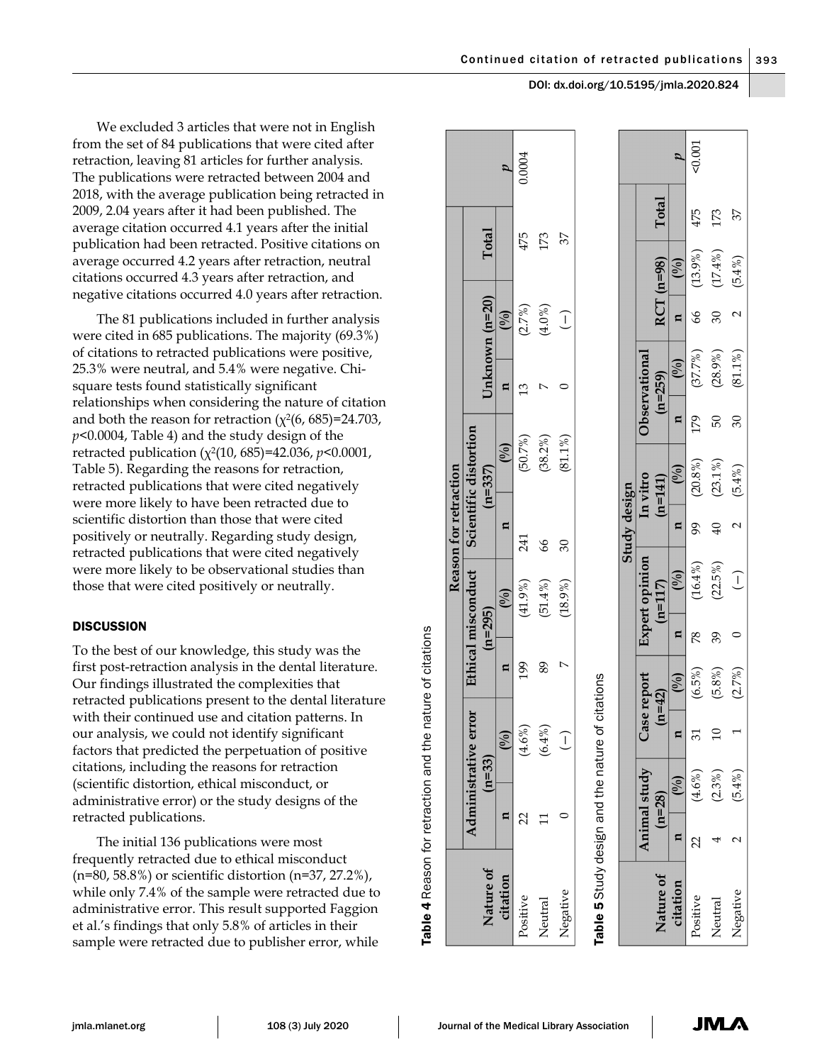We excluded 3 articles that were not in English from the set of 84 publications that were cited after retraction, leaving 81 articles for further analysis. The publications were retracted between 2004 and 2018, with the average publication being retracted in 2009, 2.04 years after it had been published. The average citation occurred 4.1 years after the initial publication had been retracted. Positive citations on average occurred 4.2 years after retraction, neutral citations occurred 4.3 years after retraction, and negative citations occurred 4.0 years after retraction.

The 81 publications included in further analysis were cited in 685 publications. The majority (69.3%) of citations to retracted publications were positive, 25.3% were neutral, and 5.4% were negative. Chi-square tests found statistically significant relationships when considering the nature of citation and both the reason for retraction ($\chi^2(6, 685)=24.703$, $p<0.0004$, Table 4) and the study design of the retracted publication ($\chi^2(10, 685)=42.036$, $p<0.0001$, Table 5). Regarding the reasons for retraction, retracted publications that were cited negatively were more likely to have been retracted due to scientific distortion than those that were cited positively or neutrally. Regarding study design, retracted publications that were cited negatively were more likely to be observational studies than those that were cited positively or neutrally.

**Table 4** Reason for retraction and the nature of citations

| Nature of citation | Reason for retraction | | | | | | | | | | |
|---|---|---|---|---|---|---|---|---|---|---|---|
| | Administrative error (n=33) | | Ethical misconduct (n=295) | | Scientific distortion (n=337) | | Unknown (n=20) | | Total | | *p* |
| | n | (%) | n | (%) | n | (%) | n | (%) | | | |
| Positive | 22 | (4.6%) | 199 | (41.9%) | 241 | (50.7%) | 13 | (2.7%) | 475 | | 0.0004 |
| Neutral | 11 | (6.4%) | 89 | (51.4%) | 66 | (38.2%) | 7 | (4.0%) | 173 | | |
| Negative | 0 | (–) | 7 | (18.9%) | 30 | (81.1%) | 0 | (–) | 37 | | |

**Table 5** Study design and the nature of citations

| Nature of citation | Study design | | | | | | | | | | | | | |
|---|---|---|---|---|---|---|---|---|---|---|---|---|---|---|
| | Animal study (n=28) | | Case report (n=42) | | Expert opinion (n=117) | | In vitro (n=141) | | Observational (n=259) | | RCT (n=98) | | Total | *p* |
| | n | (%) | n | (%) | n | (%) | n | (%) | n | (%) | n | (%) | | |
| Positive | 22 | (4.6%) | 31 | (6.5%) | 78 | (16.4%) | 99 | (20.8%) | 179 | (37.7%) | 66 | (13.9%) | 475 | <0.001 |
| Neutral | 4 | (2.3%) | 10 | (5.8%) | 39 | (22.5%) | 40 | (23.1%) | 50 | (28.9%) | 30 | (17.4%) | 173 | |
| Negative | 2 | (5.4%) | 1 | (2.7%) | 0 | (–) | 2 | (5.4%) | 30 | (81.1%) | 2 | (5.4%) | 37 | |

## DISCUSSION

To the best of our knowledge, this study was the first post-retraction analysis in the dental literature. Our findings illustrated the complexities that retracted publications present to the dental literature with their continued use and citation patterns. In our analysis, we could not identify significant factors that predicted the perpetuation of positive citations, including the reasons for retraction (scientific distortion, ethical misconduct, or administrative error) or the study designs of the retracted publications.

The initial 136 publications were most frequently retracted due to ethical misconduct (n=80, 58.8%) or scientific distortion (n=37, 27.2%), while only 7.4% of the sample were retracted due to administrative error. This result supported Faggion et al.'s findings that only 5.8% of articles in their sample were retracted due to publisher error, while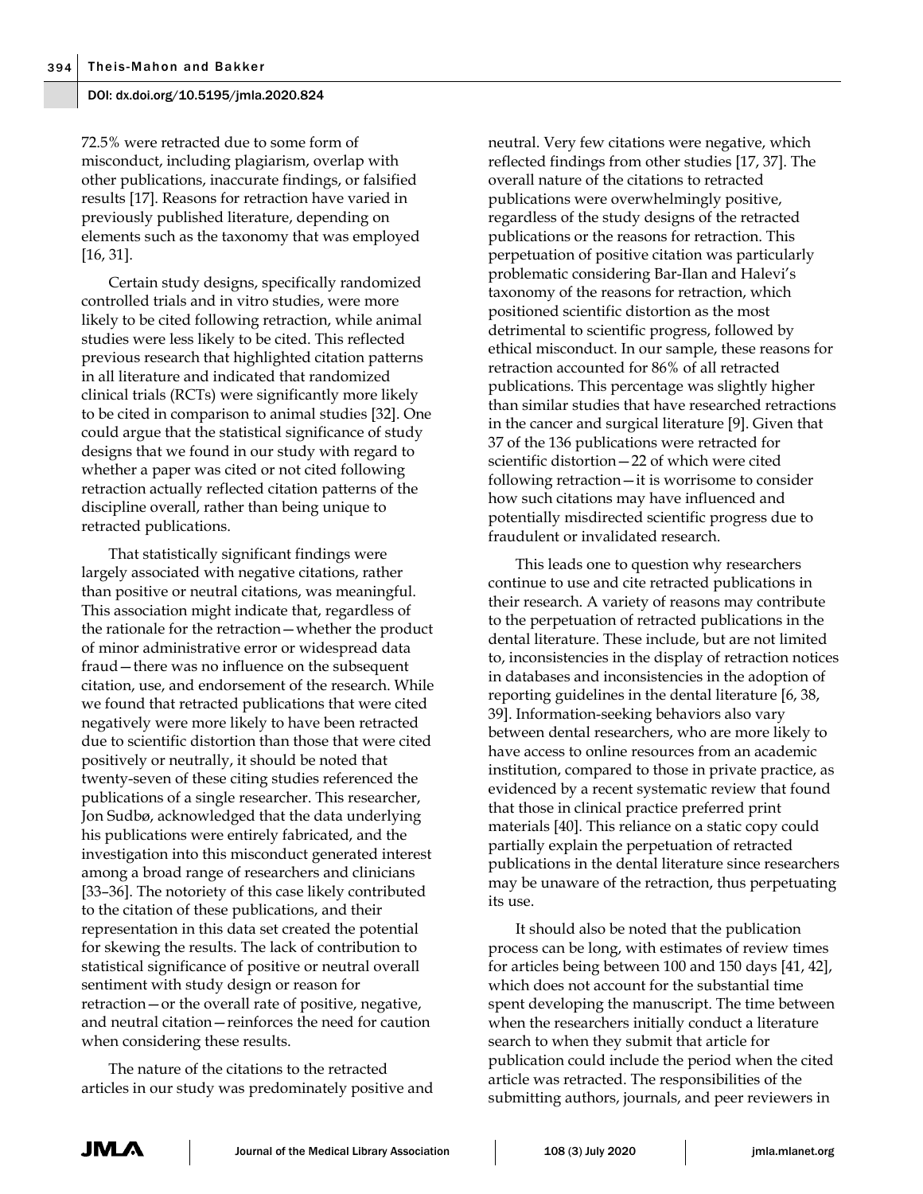72.5% were retracted due to some form of misconduct, including plagiarism, overlap with other publications, inaccurate findings, or falsified results [17]. Reasons for retraction have varied in previously published literature, depending on elements such as the taxonomy that was employed [16, 31].

Certain study designs, specifically randomized controlled trials and in vitro studies, were more likely to be cited following retraction, while animal studies were less likely to be cited. This reflected previous research that highlighted citation patterns in all literature and indicated that randomized clinical trials (RCTs) were significantly more likely to be cited in comparison to animal studies [32]. One could argue that the statistical significance of study designs that we found in our study with regard to whether a paper was cited or not cited following retraction actually reflected citation patterns of the discipline overall, rather than being unique to retracted publications.

That statistically significant findings were largely associated with negative citations, rather than positive or neutral citations, was meaningful. This association might indicate that, regardless of the rationale for the retraction—whether the product of minor administrative error or widespread data fraud—there was no influence on the subsequent citation, use, and endorsement of the research. While we found that retracted publications that were cited negatively were more likely to have been retracted due to scientific distortion than those that were cited positively or neutrally, it should be noted that twenty-seven of these citing studies referenced the publications of a single researcher. This researcher, Jon Sudbø, acknowledged that the data underlying his publications were entirely fabricated, and the investigation into this misconduct generated interest among a broad range of researchers and clinicians [33–36]. The notoriety of this case likely contributed to the citation of these publications, and their representation in this data set created the potential for skewing the results. The lack of contribution to statistical significance of positive or neutral overall sentiment with study design or reason for retraction—or the overall rate of positive, negative, and neutral citation—reinforces the need for caution when considering these results.

The nature of the citations to the retracted articles in our study was predominately positive and neutral. Very few citations were negative, which reflected findings from other studies [17, 37]. The overall nature of the citations to retracted publications were overwhelmingly positive, regardless of the study designs of the retracted publications or the reasons for retraction. This perpetuation of positive citation was particularly problematic considering Bar-Ilan and Halevi's taxonomy of the reasons for retraction, which positioned scientific distortion as the most detrimental to scientific progress, followed by ethical misconduct. In our sample, these reasons for retraction accounted for 86% of all retracted publications. This percentage was slightly higher than similar studies that have researched retractions in the cancer and surgical literature [9]. Given that 37 of the 136 publications were retracted for scientific distortion—22 of which were cited following retraction—it is worrisome to consider how such citations may have influenced and potentially misdirected scientific progress due to fraudulent or invalidated research.

This leads one to question why researchers continue to use and cite retracted publications in their research. A variety of reasons may contribute to the perpetuation of retracted publications in the dental literature. These include, but are not limited to, inconsistencies in the display of retraction notices in databases and inconsistencies in the adoption of reporting guidelines in the dental literature [6, 38, 39]. Information-seeking behaviors also vary between dental researchers, who are more likely to have access to online resources from an academic institution, compared to those in private practice, as evidenced by a recent systematic review that found that those in clinical practice preferred print materials [40]. This reliance on a static copy could partially explain the perpetuation of retracted publications in the dental literature since researchers may be unaware of the retraction, thus perpetuating its use.

It should also be noted that the publication process can be long, with estimates of review times for articles being between 100 and 150 days [41, 42], which does not account for the substantial time spent developing the manuscript. The time between when the researchers initially conduct a literature search to when they submit that article for publication could include the period when the cited article was retracted. The responsibilities of the submitting authors, journals, and peer reviewers in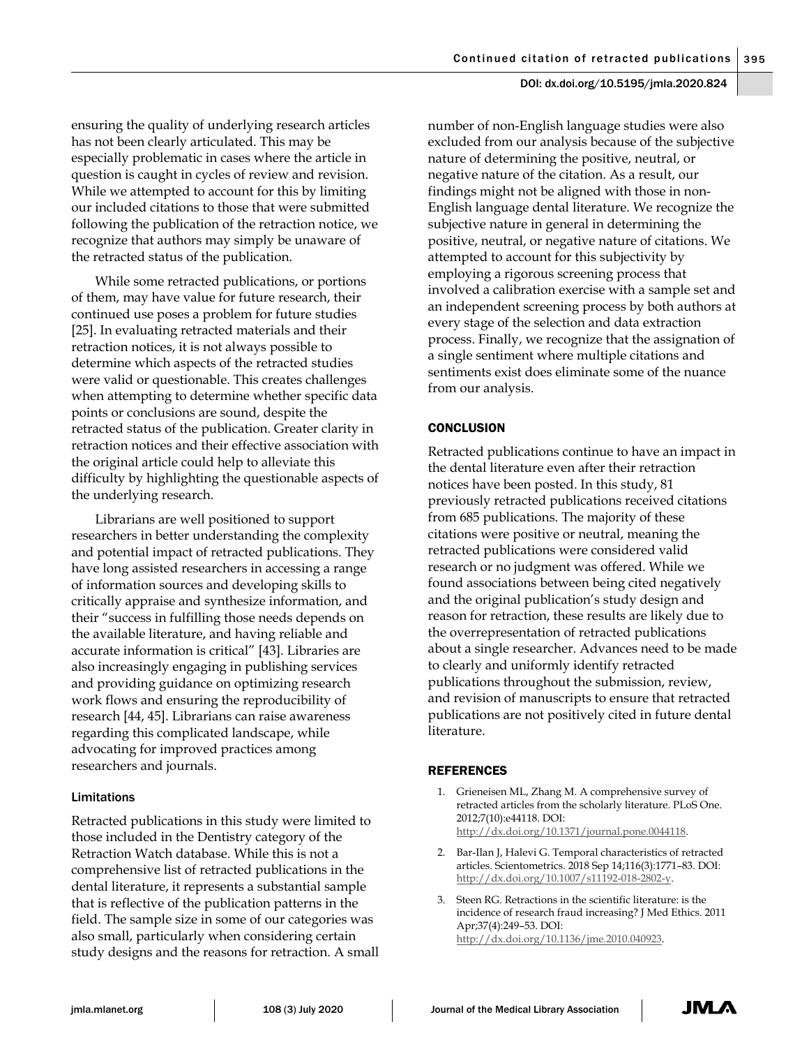ensuring the quality of underlying research articles has not been clearly articulated. This may be especially problematic in cases where the article in question is caught in cycles of review and revision. While we attempted to account for this by limiting our included citations to those that were submitted following the publication of the retraction notice, we recognize that authors may simply be unaware of the retracted status of the publication.

While some retracted publications, or portions of them, may have value for future research, their continued use poses a problem for future studies [25]. In evaluating retracted materials and their retraction notices, it is not always possible to determine which aspects of the retracted studies were valid or questionable. This creates challenges when attempting to determine whether specific data points or conclusions are sound, despite the retracted status of the publication. Greater clarity in retraction notices and their effective association with the original article could help to alleviate this difficulty by highlighting the questionable aspects of the underlying research.

Librarians are well positioned to support researchers in better understanding the complexity and potential impact of retracted publications. They have long assisted researchers in accessing a range of information sources and developing skills to critically appraise and synthesize information, and their "success in fulfilling those needs depends on the available literature, and having reliable and accurate information is critical" [43]. Libraries are also increasingly engaging in publishing services and providing guidance on optimizing research work flows and ensuring the reproducibility of research [44, 45]. Librarians can raise awareness regarding this complicated landscape, while advocating for improved practices among researchers and journals.

### Limitations

Retracted publications in this study were limited to those included in the Dentistry category of the Retraction Watch database. While this is not a comprehensive list of retracted publications in the dental literature, it represents a substantial sample that is reflective of the publication patterns in the field. The sample size in some of our categories was also small, particularly when considering certain study designs and the reasons for retraction. A small number of non-English language studies were also excluded from our analysis because of the subjective nature of determining the positive, neutral, or negative nature of the citation. As a result, our findings might not be aligned with those in non-English language dental literature. We recognize the subjective nature in general in determining the positive, neutral, or negative nature of citations. We attempted to account for this subjectivity by employing a rigorous screening process that involved a calibration exercise with a sample set and an independent screening process by both authors at every stage of the selection and data extraction process. Finally, we recognize that the assignation of a single sentiment where multiple citations and sentiments exist does eliminate some of the nuance from our analysis.

## CONCLUSION

Retracted publications continue to have an impact in the dental literature even after their retraction notices have been posted. In this study, 81 previously retracted publications received citations from 685 publications. The majority of these citations were positive or neutral, meaning the retracted publications were considered valid research or no judgment was offered. While we found associations between being cited negatively and the original publication's study design and reason for retraction, these results are likely due to the overrepresentation of retracted publications about a single researcher. Advances need to be made to clearly and uniformly identify retracted publications throughout the submission, review, and revision of manuscripts to ensure that retracted publications are not positively cited in future dental literature.

## REFERENCES

1. Grieneisen ML, Zhang M. A comprehensive survey of retracted articles from the scholarly literature. PLoS One. 2012;7(10):e44118. DOI: http://dx.doi.org/10.1371/journal.pone.0044118.
2. Bar-Ilan J, Halevi G. Temporal characteristics of retracted articles. Scientometrics. 2018 Sep 14;116(3):1771–83. DOI: http://dx.doi.org/10.1007/s11192-018-2802-y.
3. Steen RG. Retractions in the scientific literature: is the incidence of research fraud increasing? J Med Ethics. 2011 Apr;37(4):249–53. DOI: http://dx.doi.org/10.1136/jme.2010.040923.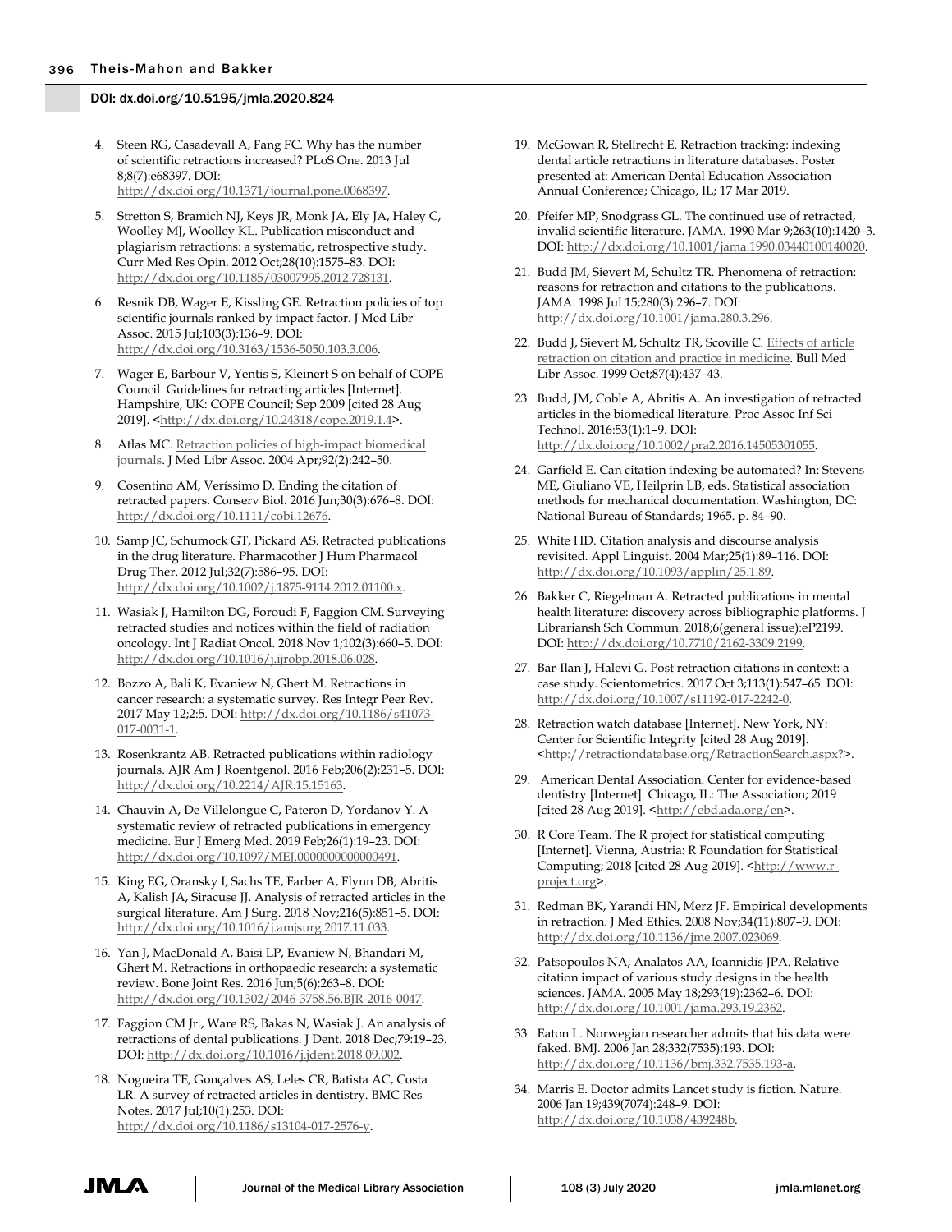4. Steen RG, Casadevall A, Fang FC. Why has the number of scientific retractions increased? PLoS One. 2013 Jul 8;8(7):e68397. DOI: http://dx.doi.org/10.1371/journal.pone.0068397.
5. Stretton S, Bramich NJ, Keys JR, Monk JA, Ely JA, Haley C, Woolley MJ, Woolley KL. Publication misconduct and plagiarism retractions: a systematic, retrospective study. Curr Med Res Opin. 2012 Oct;28(10):1575–83. DOI: http://dx.doi.org/10.1185/03007995.2012.728131.
6. Resnik DB, Wager E, Kissling GE. Retraction policies of top scientific journals ranked by impact factor. J Med Libr Assoc. 2015 Jul;103(3):136–9. DOI: http://dx.doi.org/10.3163/1536-5050.103.3.006.
7. Wager E, Barbour V, Yentis S, Kleinert S on behalf of COPE Council. Guidelines for retracting articles [Internet]. Hampshire, UK: COPE Council; Sep 2009 [cited 28 Aug 2019]. <http://dx.doi.org/10.24318/cope.2019.1.4>.
8. Atlas MC. Retraction policies of high-impact biomedical journals. J Med Libr Assoc. 2004 Apr;92(2):242–50.
9. Cosentino AM, Veríssimo D. Ending the citation of retracted papers. Conserv Biol. 2016 Jun;30(3):676–8. DOI: http://dx.doi.org/10.1111/cobi.12676.
10. Samp JC, Schumock GT, Pickard AS. Retracted publications in the drug literature. Pharmacother J Hum Pharmacol Drug Ther. 2012 Jul;32(7):586–95. DOI: http://dx.doi.org/10.1002/j.1875-9114.2012.01100.x.
11. Wasiak J, Hamilton DG, Foroudi F, Faggion CM. Surveying retracted studies and notices within the field of radiation oncology. Int J Radiat Oncol. 2018 Nov 1;102(3):660–5. DOI: http://dx.doi.org/10.1016/j.ijrobp.2018.06.028.
12. Bozzo A, Bali K, Evaniew N, Ghert M. Retractions in cancer research: a systematic survey. Res Integr Peer Rev. 2017 May 12;2:5. DOI: http://dx.doi.org/10.1186/s41073-017-0031-1.
13. Rosenkrantz AB. Retracted publications within radiology journals. AJR Am J Roentgenol. 2016 Feb;206(2):231–5. DOI: http://dx.doi.org/10.2214/AJR.15.15163.
14. Chauvin A, De Villelongue C, Pateron D, Yordanov Y. A systematic review of retracted publications in emergency medicine. Eur J Emerg Med. 2019 Feb;26(1):19–23. DOI: http://dx.doi.org/10.1097/MEJ.0000000000000491.
15. King EG, Oransky I, Sachs TE, Farber A, Flynn DB, Abritis A, Kalish JA, Siracuse JJ. Analysis of retracted articles in the surgical literature. Am J Surg. 2018 Nov;216(5):851–5. DOI: http://dx.doi.org/10.1016/j.amjsurg.2017.11.033.
16. Yan J, MacDonald A, Baisi LP, Evaniew N, Bhandari M, Ghert M. Retractions in orthopaedic research: a systematic review. Bone Joint Res. 2016 Jun;5(6):263–8. DOI: http://dx.doi.org/10.1302/2046-3758.56.BJR-2016-0047.
17. Faggion CM Jr., Ware RS, Bakas N, Wasiak J. An analysis of retractions of dental publications. J Dent. 2018 Dec;79:19–23. DOI: http://dx.doi.org/10.1016/j.jdent.2018.09.002.
18. Nogueira TE, Gonçalves AS, Leles CR, Batista AC, Costa LR. A survey of retracted articles in dentistry. BMC Res Notes. 2017 Jul;10(1):253. DOI: http://dx.doi.org/10.1186/s13104-017-2576-y.
19. McGowan R, Stellrecht E. Retraction tracking: indexing dental article retractions in literature databases. Poster presented at: American Dental Education Association Annual Conference; Chicago, IL; 17 Mar 2019.
20. Pfeifer MP, Snodgrass GL. The continued use of retracted, invalid scientific literature. JAMA. 1990 Mar 9;263(10):1420–3. DOI: http://dx.doi.org/10.1001/jama.1990.03440100140020.
21. Budd JM, Sievert M, Schultz TR. Phenomena of retraction: reasons for retraction and citations to the publications. JAMA. 1998 Jul 15;280(3):296–7. DOI: http://dx.doi.org/10.1001/jama.280.3.296.
22. Budd J, Sievert M, Schultz TR, Scoville C. Effects of article retraction on citation and practice in medicine. Bull Med Libr Assoc. 1999 Oct;87(4):437–43.
23. Budd, JM, Coble A, Abritis A. An investigation of retracted articles in the biomedical literature. Proc Assoc Inf Sci Technol. 2016:53(1):1–9. DOI: http://dx.doi.org/10.1002/pra2.2016.14505301055.
24. Garfield E. Can citation indexing be automated? In: Stevens ME, Giuliano VE, Heilprin LB, eds. Statistical association methods for mechanical documentation. Washington, DC: National Bureau of Standards; 1965. p. 84–90.
25. White HD. Citation analysis and discourse analysis revisited. Appl Linguist. 2004 Mar;25(1):89–116. DOI: http://dx.doi.org/10.1093/applin/25.1.89.
26. Bakker C, Riegelman A. Retracted publications in mental health literature: discovery across bibliographic platforms. J Librariansh Sch Commun. 2018;6(general issue):eP2199. DOI: http://dx.doi.org/10.7710/2162-3309.2199.
27. Bar-Ilan J, Halevi G. Post retraction citations in context: a case study. Scientometrics. 2017 Oct 3;113(1):547–65. DOI: http://dx.doi.org/10.1007/s11192-017-2242-0.
28. Retraction watch database [Internet]. New York, NY: Center for Scientific Integrity [cited 28 Aug 2019]. <http://retractiondatabase.org/RetractionSearch.aspx?>.
29. American Dental Association. Center for evidence-based dentistry [Internet]. Chicago, IL: The Association; 2019 [cited 28 Aug 2019]. <http://ebd.ada.org/en>.
30. R Core Team. The R project for statistical computing [Internet]. Vienna, Austria: R Foundation for Statistical Computing; 2018 [cited 28 Aug 2019]. <http://www.r-project.org>.
31. Redman BK, Yarandi HN, Merz JF. Empirical developments in retraction. J Med Ethics. 2008 Nov;34(11):807–9. DOI: http://dx.doi.org/10.1136/jme.2007.023069.
32. Patsopoulos NA, Analatos AA, Ioannidis JPA. Relative citation impact of various study designs in the health sciences. JAMA. 2005 May 18;293(19):2362–6. DOI: http://dx.doi.org/10.1001/jama.293.19.2362.
33. Eaton L. Norwegian researcher admits that his data were faked. BMJ. 2006 Jan 28;332(7535):193. DOI: http://dx.doi.org/10.1136/bmj.332.7535.193-a.
34. Marris E. Doctor admits Lancet study is fiction. Nature. 2006 Jan 19;439(7074):248–9. DOI: http://dx.doi.org/10.1038/439248b.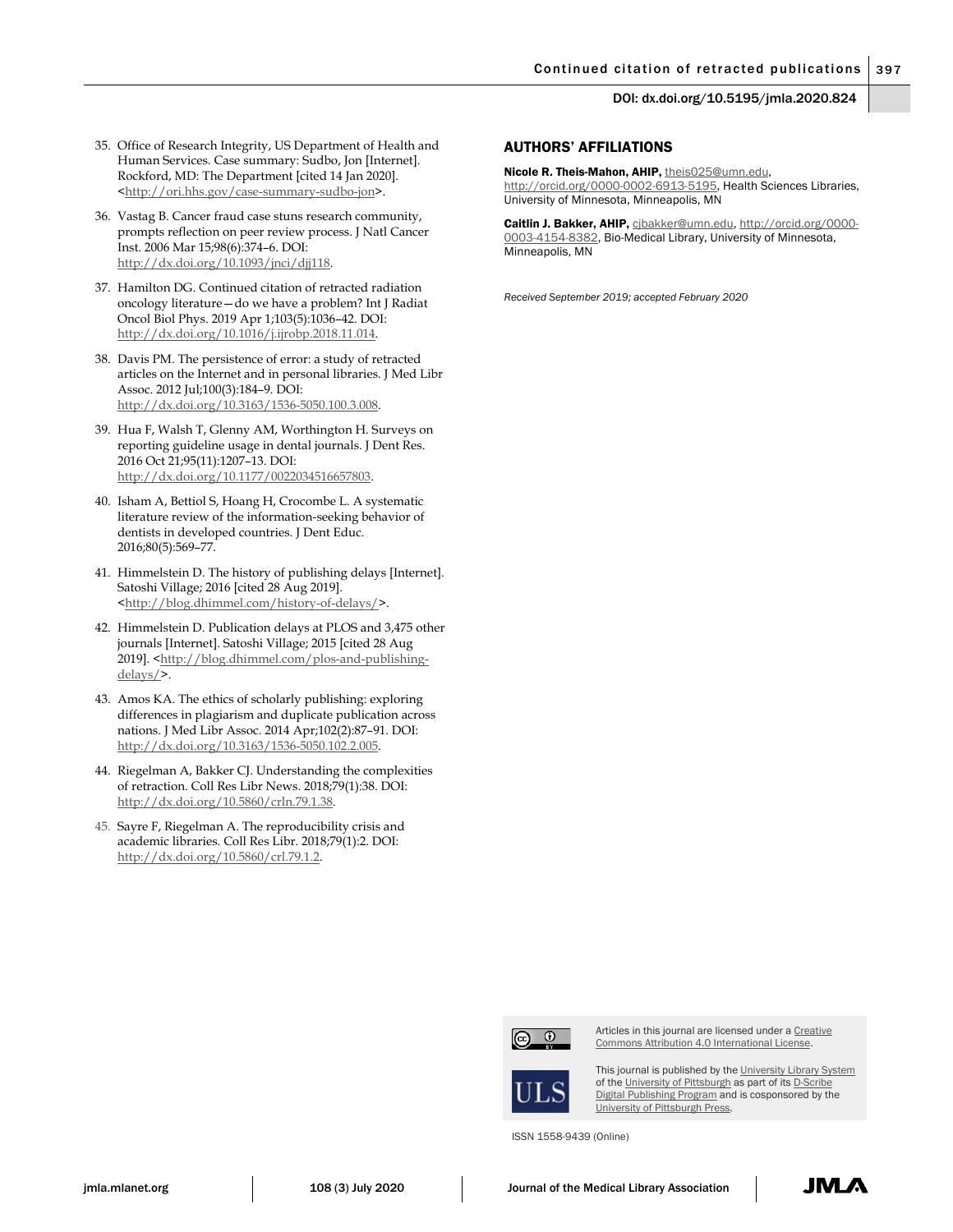35. Office of Research Integrity, US Department of Health and Human Services. Case summary: Sudbo, Jon [Internet]. Rockford, MD: The Department [cited 14 Jan 2020]. <http://ori.hhs.gov/case-summary-sudbo-jon>.

36. Vastag B. Cancer fraud case stuns research community, prompts reflection on peer review process. J Natl Cancer Inst. 2006 Mar 15;98(6):374–6. DOI: http://dx.doi.org/10.1093/jnci/djj118.

37. Hamilton DG. Continued citation of retracted radiation oncology literature—do we have a problem? Int J Radiat Oncol Biol Phys. 2019 Apr 1;103(5):1036–42. DOI: http://dx.doi.org/10.1016/j.ijrobp.2018.11.014.

38. Davis PM. The persistence of error: a study of retracted articles on the Internet and in personal libraries. J Med Libr Assoc. 2012 Jul;100(3):184–9. DOI: http://dx.doi.org/10.3163/1536-5050.100.3.008.

39. Hua F, Walsh T, Glenny AM, Worthington H. Surveys on reporting guideline usage in dental journals. J Dent Res. 2016 Oct 21;95(11):1207–13. DOI: http://dx.doi.org/10.1177/0022034516657803.

40. Isham A, Bettiol S, Hoang H, Crocombe L. A systematic literature review of the information-seeking behavior of dentists in developed countries. J Dent Educ. 2016;80(5):569–77.

41. Himmelstein D. The history of publishing delays [Internet]. Satoshi Village; 2016 [cited 28 Aug 2019]. <http://blog.dhimmel.com/history-of-delays/>.

42. Himmelstein D. Publication delays at PLOS and 3,475 other journals [Internet]. Satoshi Village; 2015 [cited 28 Aug 2019]. <http://blog.dhimmel.com/plos-and-publishing-delays/>.

43. Amos KA. The ethics of scholarly publishing: exploring differences in plagiarism and duplicate publication across nations. J Med Libr Assoc. 2014 Apr;102(2):87–91. DOI: http://dx.doi.org/10.3163/1536-5050.102.2.005.

44. Riegelman A, Bakker CJ. Understanding the complexities of retraction. Coll Res Libr News. 2018;79(1):38. DOI: http://dx.doi.org/10.5860/crln.79.1.38.

45. Sayre F, Riegelman A. The reproducibility crisis and academic libraries. Coll Res Libr. 2018;79(1):2. DOI: http://dx.doi.org/10.5860/crl.79.1.2.

## AUTHORS' AFFILIATIONS

**Nicole R. Theis-Mahon, AHIP,** theis025@umn.edu, http://orcid.org/0000-0002-6913-5195, Health Sciences Libraries, University of Minnesota, Minneapolis, MN

**Caitlin J. Bakker, AHIP,** cjbakker@umn.edu, http://orcid.org/0000-0003-4154-8382, Bio-Medical Library, University of Minnesota, Minneapolis, MN

*Received September 2019; accepted February 2020*

Articles in this journal are licensed under a Creative Commons Attribution 4.0 International License.

This journal is published by the University Library System of the University of Pittsburgh as part of its D-Scribe Digital Publishing Program and is cosponsored by the University of Pittsburgh Press.

ISSN 1558-9439 (Online)